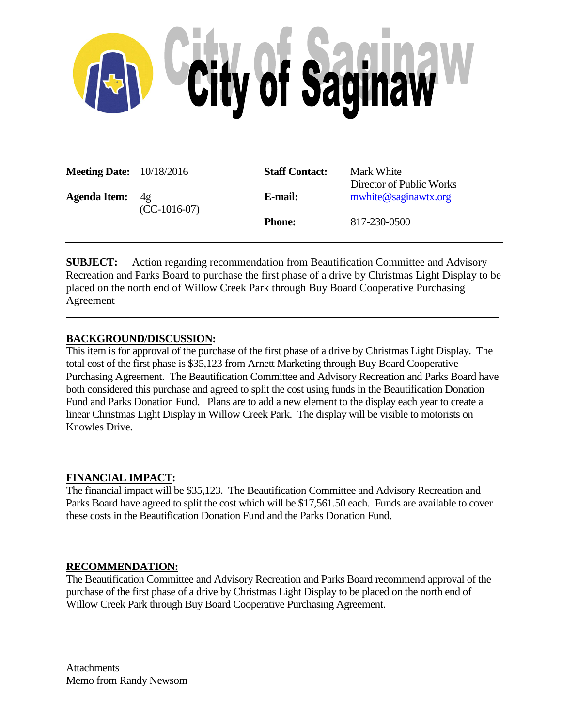# City of Saginaw

| | | | |
|---|---|---|---|
| **Meeting Date:** | 10/18/2016 | **Staff Contact:** | Mark White<br>Director of Public Works |
| **Agenda Item:** | 4g<br>(CC-1016-07) | **E-mail:** | mwhite@saginawtx.org |
| | | **Phone:** | 817-230-0500 |

---

**SUBJECT:** Action regarding recommendation from Beautification Committee and Advisory Recreation and Parks Board to purchase the first phase of a drive by Christmas Light Display to be placed on the north end of Willow Creek Park through Buy Board Cooperative Purchasing Agreement

---

**BACKGROUND/DISCUSSION:**

This item is for approval of the purchase of the first phase of a drive by Christmas Light Display. The total cost of the first phase is $35,123 from Arnett Marketing through Buy Board Cooperative Purchasing Agreement. The Beautification Committee and Advisory Recreation and Parks Board have both considered this purchase and agreed to split the cost using funds in the Beautification Donation Fund and Parks Donation Fund. Plans are to add a new element to the display each year to create a linear Christmas Light Display in Willow Creek Park. The display will be visible to motorists on Knowles Drive.

**FINANCIAL IMPACT:**

The financial impact will be $35,123. The Beautification Committee and Advisory Recreation and Parks Board have agreed to split the cost which will be $17,561.50 each. Funds are available to cover these costs in the Beautification Donation Fund and the Parks Donation Fund.

**RECOMMENDATION:**

The Beautification Committee and Advisory Recreation and Parks Board recommend approval of the purchase of the first phase of a drive by Christmas Light Display to be placed on the north end of Willow Creek Park through Buy Board Cooperative Purchasing Agreement.

Attachments

Memo from Randy Newsom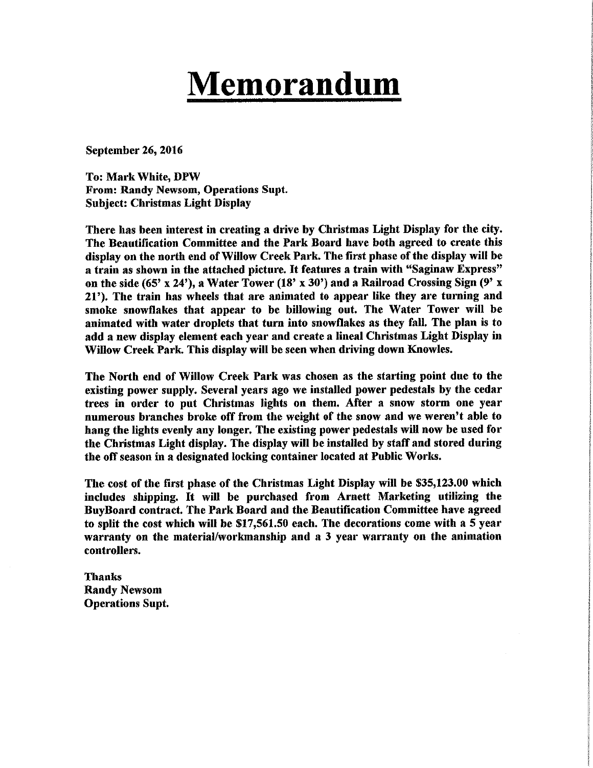# Memorandum

**September 26, 2016**

**To: Mark White, DPW**
**From: Randy Newsom, Operations Supt.**
**Subject: Christmas Light Display**

**There has been interest in creating a drive by Christmas Light Display for the city. The Beautification Committee and the Park Board have both agreed to create this display on the north end of Willow Creek Park. The first phase of the display will be a train as shown in the attached picture. It features a train with "Saginaw Express" on the side (65' x 24'), a Water Tower (18' x 30') and a Railroad Crossing Sign (9' x 21'). The train has wheels that are animated to appear like they are turning and smoke snowflakes that appear to be billowing out. The Water Tower will be animated with water droplets that turn into snowflakes as they fall. The plan is to add a new display element each year and create a lineal Christmas Light Display in Willow Creek Park. This display will be seen when driving down Knowles.**

**The North end of Willow Creek Park was chosen as the starting point due to the existing power supply. Several years ago we installed power pedestals by the cedar trees in order to put Christmas lights on them. After a snow storm one year numerous branches broke off from the weight of the snow and we weren't able to hang the lights evenly any longer. The existing power pedestals will now be used for the Christmas Light display. The display will be installed by staff and stored during the off season in a designated locking container located at Public Works.**

**The cost of the first phase of the Christmas Light Display will be $35,123.00 which includes shipping. It will be purchased from Arnett Marketing utilizing the BuyBoard contract. The Park Board and the Beautification Committee have agreed to split the cost which will be $17,561.50 each. The decorations come with a 5 year warranty on the material/workmanship and a 3 year warranty on the animation controllers.**

**Thanks**
**Randy Newsom**
**Operations Supt.**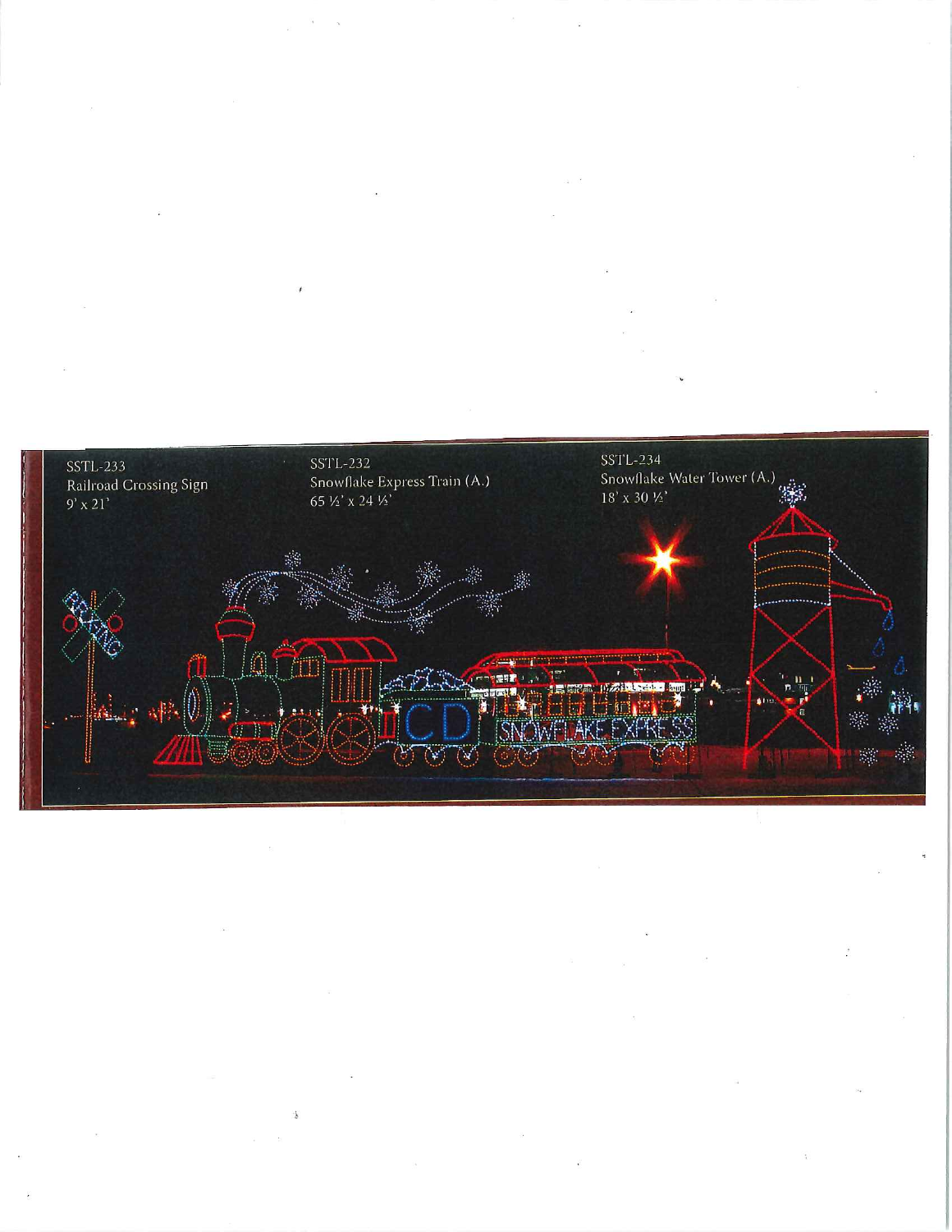SSTL-233
Railroad Crossing Sign
9' x 21'

SSTL-232
Snowflake Express Train (A.)
65 ½' x 24 ½'

SSTL-234
Snowflake Water Tower (A.)
18' x 30 ½'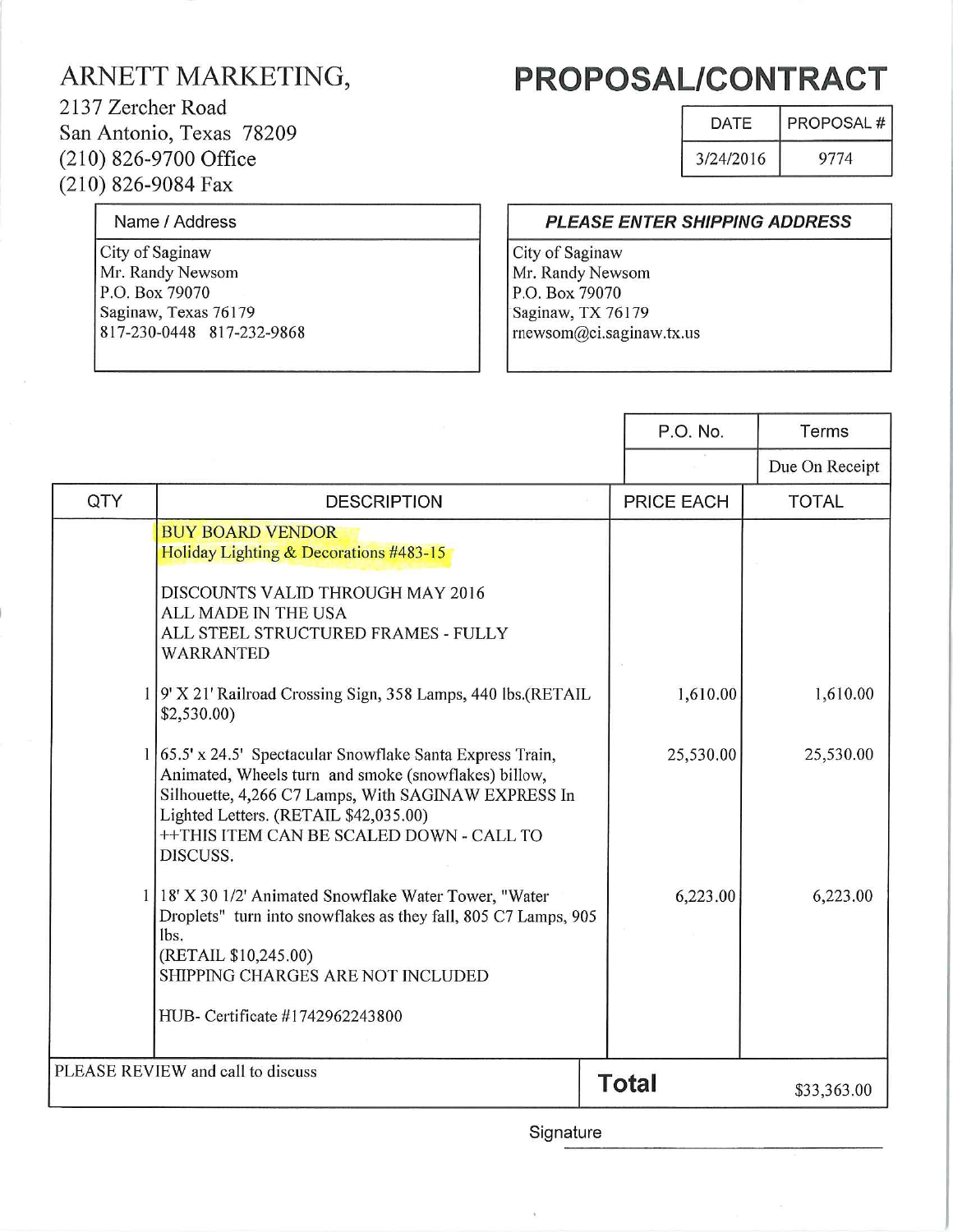# ARNETT MARKETING,

2137 Zercher Road
San Antonio, Texas 78209
(210) 826-9700 Office
(210) 826-9084 Fax

# PROPOSAL/CONTRACT

| DATE | PROPOSAL # |
|---|---|
| 3/24/2016 | 9774 |

| Name / Address |
|---|
| City of Saginaw<br>Mr. Randy Newsom<br>P.O. Box 79070<br>Saginaw, Texas 76179<br>817-230-0448 817-232-9868 |

| *PLEASE ENTER SHIPPING ADDRESS* |
|---|
| City of Saginaw<br>Mr. Randy Newsom<br>P.O. Box 79070<br>Saginaw, TX 76179<br>rnewsom@ci.saginaw.tx.us |

| P.O. No. | Terms |
|---|---|
| | Due On Receipt |

| QTY | DESCRIPTION | PRICE EACH | TOTAL |
|---|---|---|---|
| | BUY BOARD VENDOR<br>Holiday Lighting & Decorations #483-15<br><br>DISCOUNTS VALID THROUGH MAY 2016<br>ALL MADE IN THE USA<br>ALL STEEL STRUCTURED FRAMES - FULLY WARRANTED | | |
| 1 | 9' X 21' Railroad Crossing Sign, 358 Lamps, 440 lbs.(RETAIL $2,530.00) | 1,610.00 | 1,610.00 |
| 1 | 65.5' x 24.5' Spectacular Snowflake Santa Express Train, Animated, Wheels turn and smoke (snowflakes) billow, Silhouette, 4,266 C7 Lamps, With SAGINAW EXPRESS In Lighted Letters. (RETAIL $42,035.00)<br>++THIS ITEM CAN BE SCALED DOWN - CALL TO DISCUSS. | 25,530.00 | 25,530.00 |
| 1 | 18' X 30 1/2' Animated Snowflake Water Tower, "Water Droplets" turn into snowflakes as they fall, 805 C7 Lamps, 905 lbs.<br>(RETAIL $10,245.00)<br>SHIPPING CHARGES ARE NOT INCLUDED<br><br>HUB- Certificate #1742962243800 | 6,223.00 | 6,223.00 |
| PLEASE REVIEW and call to discuss | | **Total** | $33,363.00 |

Signature ____________________